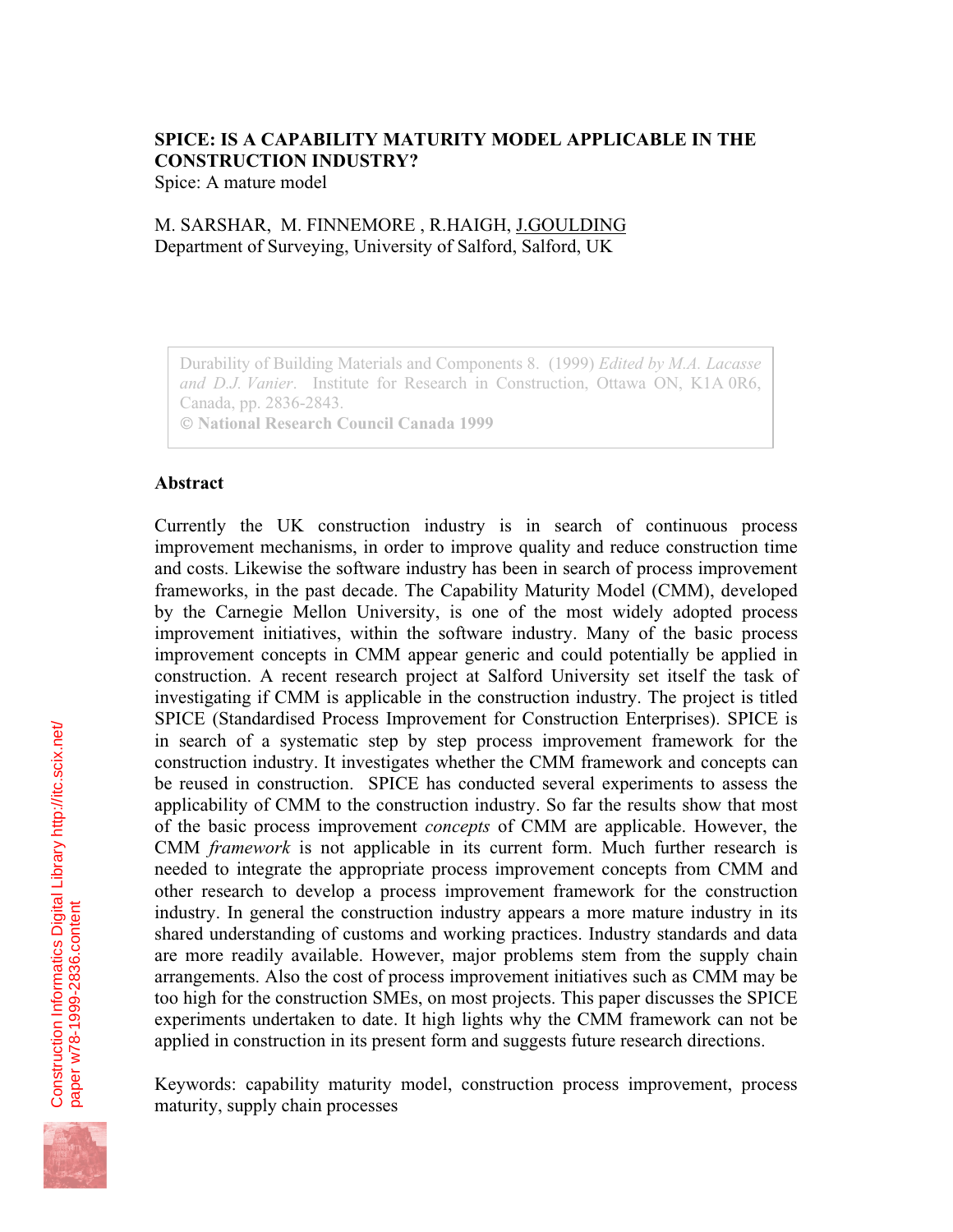# SPICE: IS A CAPABILITY MATURITY MODEL APPLICABLE IN THE CONSTRUCTION INDUSTRY?

Spice: A mature model

M. SARSHAR, M. FINNEMORE , R.HAIGH, J.GOULDING
Department of Surveying, University of Salford, Salford, UK

> Durability of Building Materials and Components 8. (1999) *Edited by M.A. Lacasse and D.J. Vanier*. Institute for Research in Construction, Ottawa ON, K1A 0R6, Canada, pp. 2836-2843.
> © **National Research Council Canada 1999**

## Abstract

Currently the UK construction industry is in search of continuous process improvement mechanisms, in order to improve quality and reduce construction time and costs. Likewise the software industry has been in search of process improvement frameworks, in the past decade. The Capability Maturity Model (CMM), developed by the Carnegie Mellon University, is one of the most widely adopted process improvement initiatives, within the software industry. Many of the basic process improvement concepts in CMM appear generic and could potentially be applied in construction. A recent research project at Salford University set itself the task of investigating if CMM is applicable in the construction industry. The project is titled SPICE (Standardised Process Improvement for Construction Enterprises). SPICE is in search of a systematic step by step process improvement framework for the construction industry. It investigates whether the CMM framework and concepts can be reused in construction. SPICE has conducted several experiments to assess the applicability of CMM to the construction industry. So far the results show that most of the basic process improvement *concepts* of CMM are applicable. However, the CMM *framework* is not applicable in its current form. Much further research is needed to integrate the appropriate process improvement concepts from CMM and other research to develop a process improvement framework for the construction industry. In general the construction industry appears a more mature industry in its shared understanding of customs and working practices. Industry standards and data are more readily available. However, major problems stem from the supply chain arrangements. Also the cost of process improvement initiatives such as CMM may be too high for the construction SMEs, on most projects. This paper discusses the SPICE experiments undertaken to date. It high lights why the CMM framework can not be applied in construction in its present form and suggests future research directions.

Keywords: capability maturity model, construction process improvement, process maturity, supply chain processes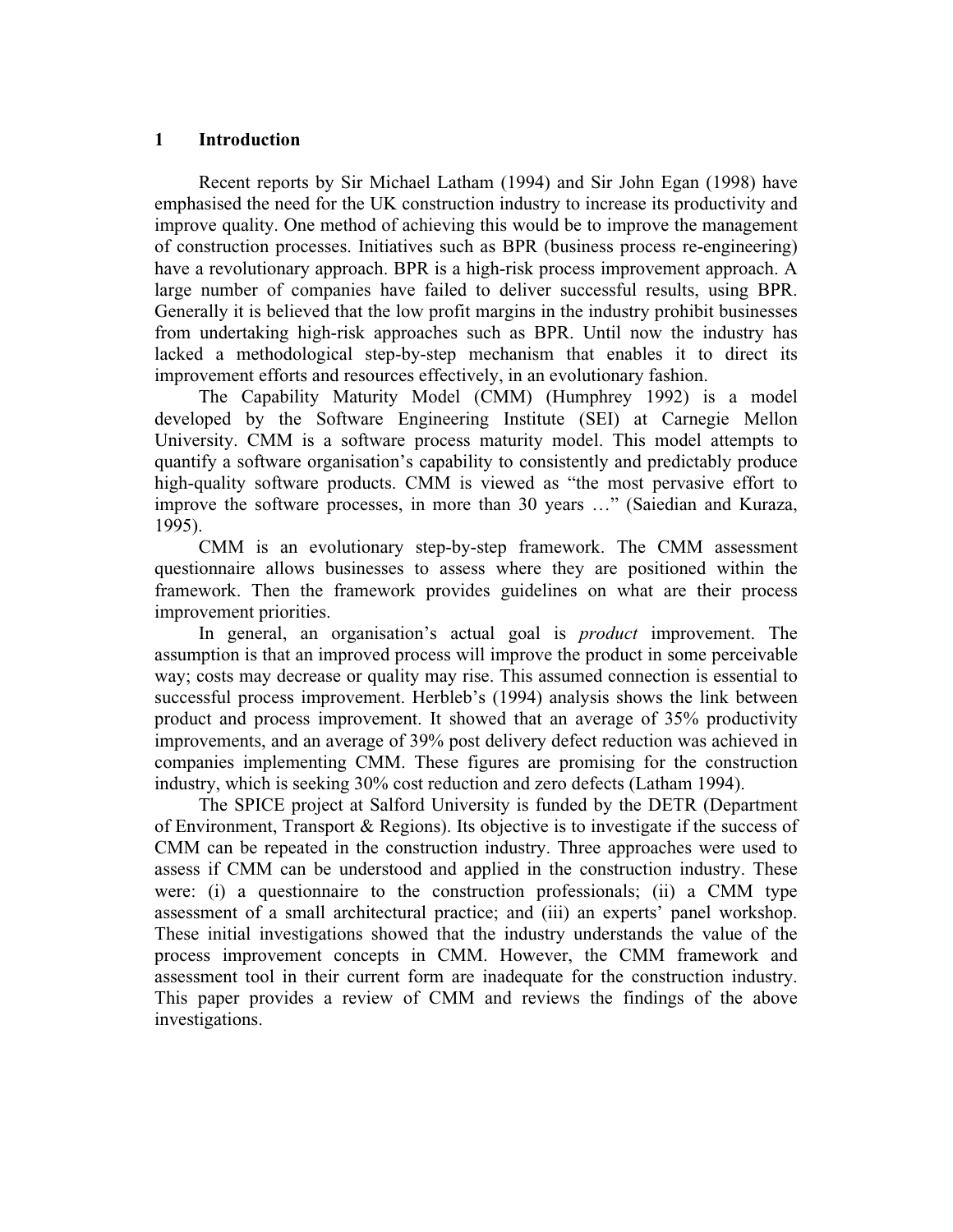# 1 Introduction

Recent reports by Sir Michael Latham (1994) and Sir John Egan (1998) have emphasised the need for the UK construction industry to increase its productivity and improve quality. One method of achieving this would be to improve the management of construction processes. Initiatives such as BPR (business process re-engineering) have a revolutionary approach. BPR is a high-risk process improvement approach. A large number of companies have failed to deliver successful results, using BPR. Generally it is believed that the low profit margins in the industry prohibit businesses from undertaking high-risk approaches such as BPR. Until now the industry has lacked a methodological step-by-step mechanism that enables it to direct its improvement efforts and resources effectively, in an evolutionary fashion.

The Capability Maturity Model (CMM) (Humphrey 1992) is a model developed by the Software Engineering Institute (SEI) at Carnegie Mellon University. CMM is a software process maturity model. This model attempts to quantify a software organisation's capability to consistently and predictably produce high-quality software products. CMM is viewed as "the most pervasive effort to improve the software processes, in more than 30 years …" (Saiedian and Kuraza, 1995).

CMM is an evolutionary step-by-step framework. The CMM assessment questionnaire allows businesses to assess where they are positioned within the framework. Then the framework provides guidelines on what are their process improvement priorities.

In general, an organisation's actual goal is *product* improvement. The assumption is that an improved process will improve the product in some perceivable way; costs may decrease or quality may rise. This assumed connection is essential to successful process improvement. Herbleb's (1994) analysis shows the link between product and process improvement. It showed that an average of 35% productivity improvements, and an average of 39% post delivery defect reduction was achieved in companies implementing CMM. These figures are promising for the construction industry, which is seeking 30% cost reduction and zero defects (Latham 1994).

The SPICE project at Salford University is funded by the DETR (Department of Environment, Transport & Regions). Its objective is to investigate if the success of CMM can be repeated in the construction industry. Three approaches were used to assess if CMM can be understood and applied in the construction industry. These were: (i) a questionnaire to the construction professionals; (ii) a CMM type assessment of a small architectural practice; and (iii) an experts' panel workshop. These initial investigations showed that the industry understands the value of the process improvement concepts in CMM. However, the CMM framework and assessment tool in their current form are inadequate for the construction industry. This paper provides a review of CMM and reviews the findings of the above investigations.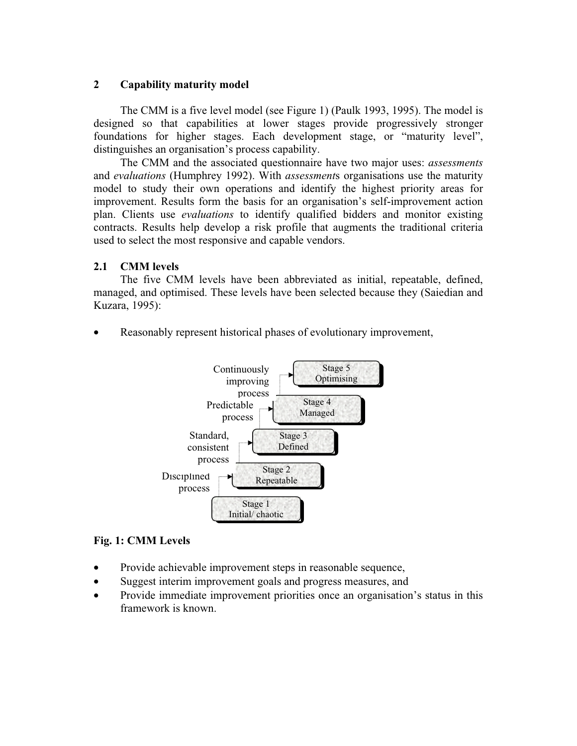## 2 Capability maturity model

The CMM is a five level model (see Figure 1) (Paulk 1993, 1995). The model is designed so that capabilities at lower stages provide progressively stronger foundations for higher stages. Each development stage, or "maturity level", distinguishes an organisation's process capability.

The CMM and the associated questionnaire have two major uses: *assessments* and *evaluations* (Humphrey 1992). With *assessment*s organisations use the maturity model to study their own operations and identify the highest priority areas for improvement. Results form the basis for an organisation's self-improvement action plan. Clients use *evaluations* to identify qualified bidders and monitor existing contracts. Results help develop a risk profile that augments the traditional criteria used to select the most responsive and capable vendors.

### 2.1 CMM levels

The five CMM levels have been abbreviated as initial, repeatable, defined, managed, and optimised. These levels have been selected because they (Saiedian and Kuzara, 1995):

- Reasonably represent historical phases of evolutionary improvement,

Stage 5 Optimising — Continuously improving process
Stage 4 Managed — Predictable process
Stage 3 Defined — Standard, consistent process
Stage 2 Repeatable — Disciplined process
Stage 1 Initial/ chaotic

**Fig. 1: CMM Levels**

- Provide achievable improvement steps in reasonable sequence,
- Suggest interim improvement goals and progress measures, and
- Provide immediate improvement priorities once an organisation's status in this framework is known.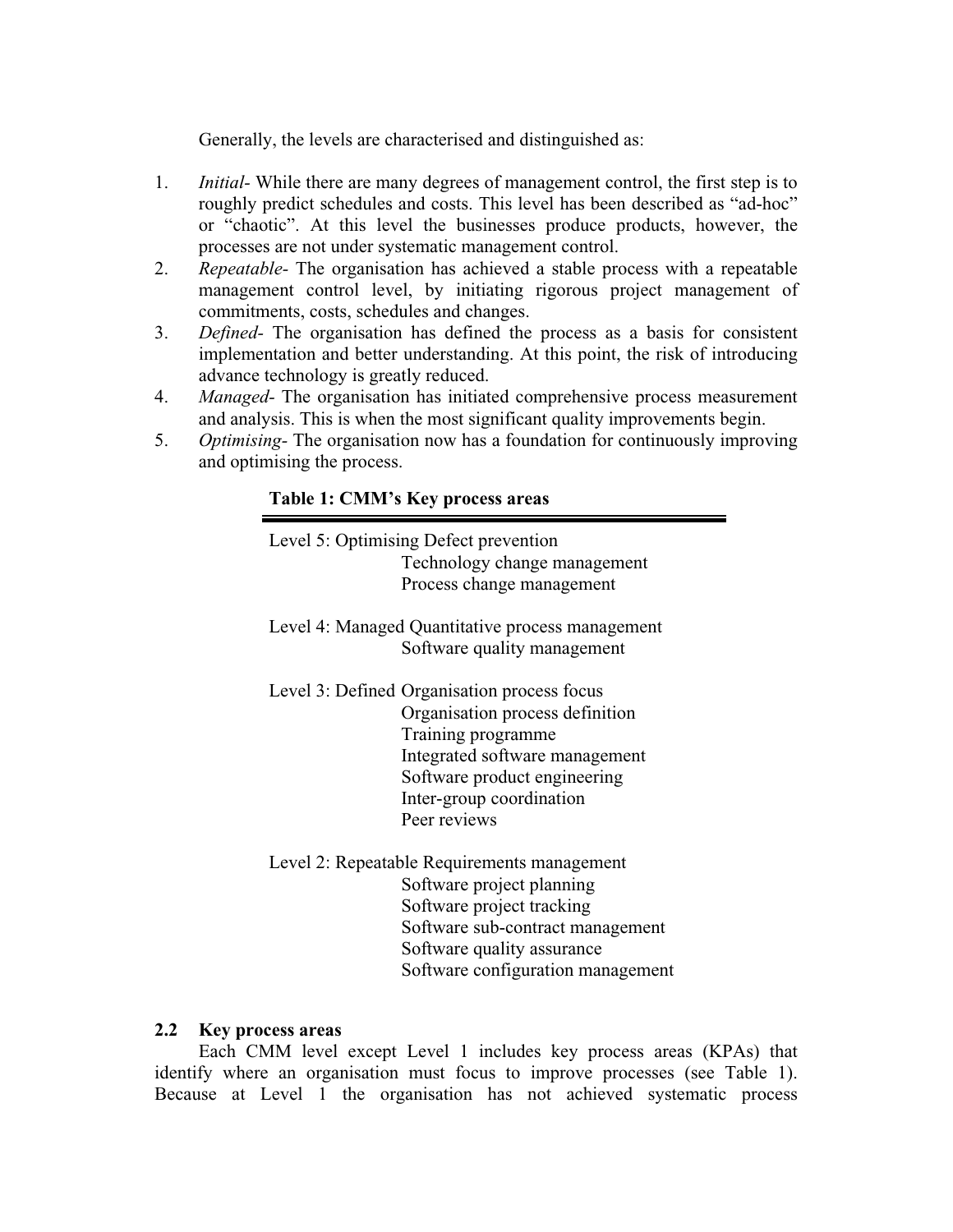Generally, the levels are characterised and distinguished as:

1. *Initial*- While there are many degrees of management control, the first step is to roughly predict schedules and costs. This level has been described as "ad-hoc" or "chaotic". At this level the businesses produce products, however, the processes are not under systematic management control.
2. *Repeatable*- The organisation has achieved a stable process with a repeatable management control level, by initiating rigorous project management of commitments, costs, schedules and changes.
3. *Defined*- The organisation has defined the process as a basis for consistent implementation and better understanding. At this point, the risk of introducing advance technology is greatly reduced.
4. *Managed*- The organisation has initiated comprehensive process measurement and analysis. This is when the most significant quality improvements begin.
5. *Optimising*- The organisation now has a foundation for continuously improving and optimising the process.

**Table 1: CMM's Key process areas**

| Level | Key process areas |
| --- | --- |
| Level 5: Optimising | Defect prevention |
| | Technology change management |
| | Process change management |
| Level 4: Managed | Quantitative process management |
| | Software quality management |
| Level 3: Defined | Organisation process focus |
| | Organisation process definition |
| | Training programme |
| | Integrated software management |
| | Software product engineering |
| | Inter-group coordination |
| | Peer reviews |
| Level 2: Repeatable | Requirements management |
| | Software project planning |
| | Software project tracking |
| | Software sub-contract management |
| | Software quality assurance |
| | Software configuration management |

## 2.2 Key process areas

Each CMM level except Level 1 includes key process areas (KPAs) that identify where an organisation must focus to improve processes (see Table 1). Because at Level 1 the organisation has not achieved systematic process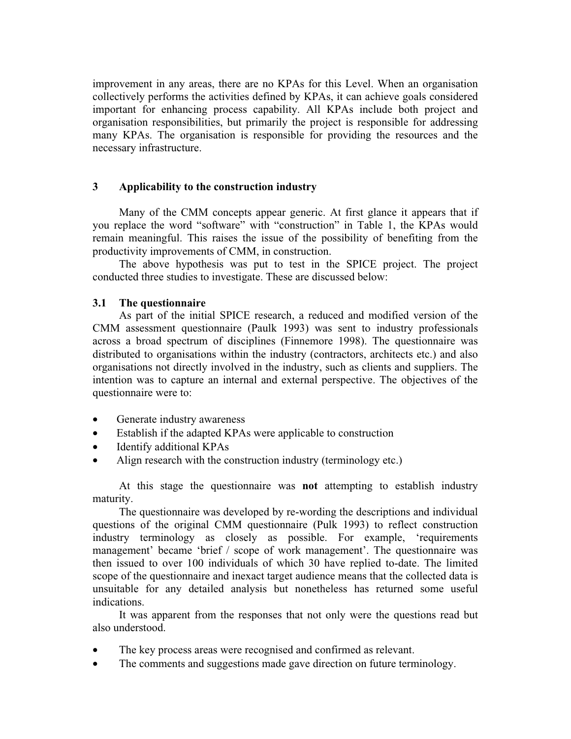improvement in any areas, there are no KPAs for this Level. When an organisation collectively performs the activities defined by KPAs, it can achieve goals considered important for enhancing process capability. All KPAs include both project and organisation responsibilities, but primarily the project is responsible for addressing many KPAs. The organisation is responsible for providing the resources and the necessary infrastructure.

## 3 Applicability to the construction industry

Many of the CMM concepts appear generic. At first glance it appears that if you replace the word "software" with "construction" in Table 1, the KPAs would remain meaningful. This raises the issue of the possibility of benefiting from the productivity improvements of CMM, in construction.

The above hypothesis was put to test in the SPICE project. The project conducted three studies to investigate. These are discussed below:

### 3.1 The questionnaire

As part of the initial SPICE research, a reduced and modified version of the CMM assessment questionnaire (Paulk 1993) was sent to industry professionals across a broad spectrum of disciplines (Finnemore 1998). The questionnaire was distributed to organisations within the industry (contractors, architects etc.) and also organisations not directly involved in the industry, such as clients and suppliers. The intention was to capture an internal and external perspective. The objectives of the questionnaire were to:

- Generate industry awareness
- Establish if the adapted KPAs were applicable to construction
- Identify additional KPAs
- Align research with the construction industry (terminology etc.)

At this stage the questionnaire was **not** attempting to establish industry maturity.

The questionnaire was developed by re-wording the descriptions and individual questions of the original CMM questionnaire (Pulk 1993) to reflect construction industry terminology as closely as possible. For example, 'requirements management' became 'brief / scope of work management'. The questionnaire was then issued to over 100 individuals of which 30 have replied to-date. The limited scope of the questionnaire and inexact target audience means that the collected data is unsuitable for any detailed analysis but nonetheless has returned some useful indications.

It was apparent from the responses that not only were the questions read but also understood.

- The key process areas were recognised and confirmed as relevant.
- The comments and suggestions made gave direction on future terminology.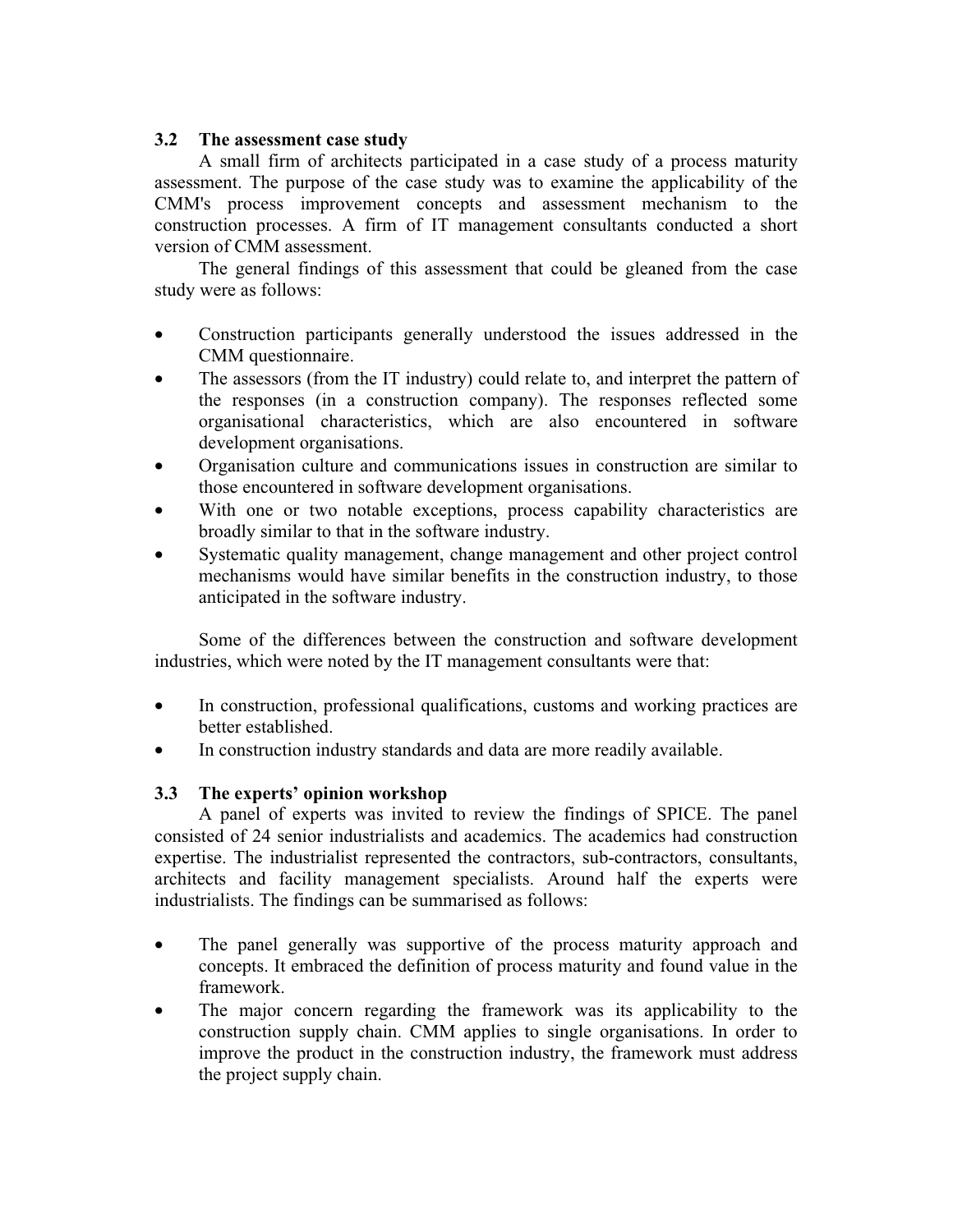### 3.2 The assessment case study

A small firm of architects participated in a case study of a process maturity assessment. The purpose of the case study was to examine the applicability of the CMM's process improvement concepts and assessment mechanism to the construction processes. A firm of IT management consultants conducted a short version of CMM assessment.

The general findings of this assessment that could be gleaned from the case study were as follows:

- Construction participants generally understood the issues addressed in the CMM questionnaire.
- The assessors (from the IT industry) could relate to, and interpret the pattern of the responses (in a construction company). The responses reflected some organisational characteristics, which are also encountered in software development organisations.
- Organisation culture and communications issues in construction are similar to those encountered in software development organisations.
- With one or two notable exceptions, process capability characteristics are broadly similar to that in the software industry.
- Systematic quality management, change management and other project control mechanisms would have similar benefits in the construction industry, to those anticipated in the software industry.

Some of the differences between the construction and software development industries, which were noted by the IT management consultants were that:

- In construction, professional qualifications, customs and working practices are better established.
- In construction industry standards and data are more readily available.

### 3.3 The experts' opinion workshop

A panel of experts was invited to review the findings of SPICE. The panel consisted of 24 senior industrialists and academics. The academics had construction expertise. The industrialist represented the contractors, sub-contractors, consultants, architects and facility management specialists. Around half the experts were industrialists. The findings can be summarised as follows:

- The panel generally was supportive of the process maturity approach and concepts. It embraced the definition of process maturity and found value in the framework.
- The major concern regarding the framework was its applicability to the construction supply chain. CMM applies to single organisations. In order to improve the product in the construction industry, the framework must address the project supply chain.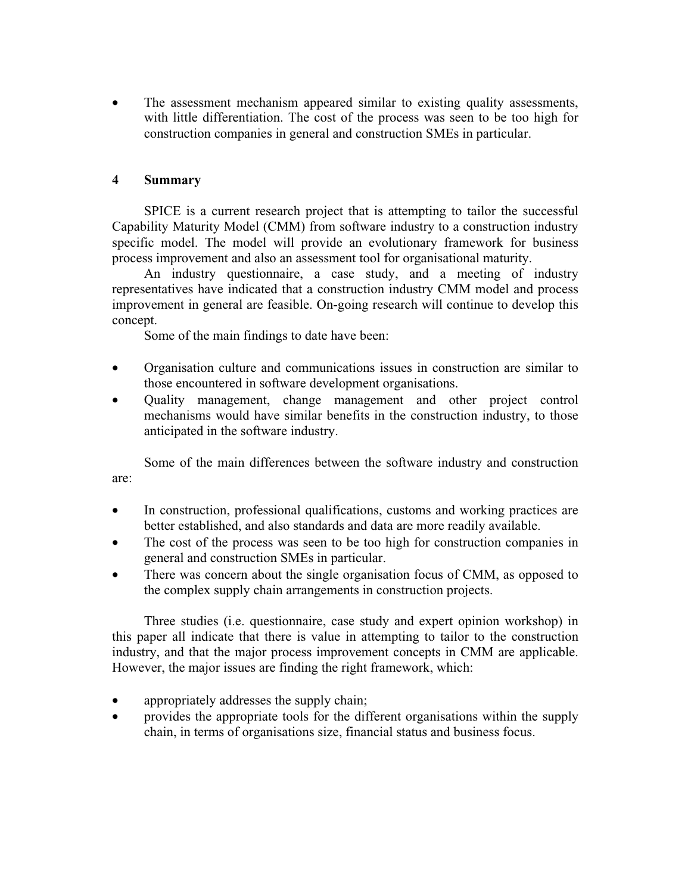- The assessment mechanism appeared similar to existing quality assessments, with little differentiation. The cost of the process was seen to be too high for construction companies in general and construction SMEs in particular.

## 4 Summary

SPICE is a current research project that is attempting to tailor the successful Capability Maturity Model (CMM) from software industry to a construction industry specific model. The model will provide an evolutionary framework for business process improvement and also an assessment tool for organisational maturity.

An industry questionnaire, a case study, and a meeting of industry representatives have indicated that a construction industry CMM model and process improvement in general are feasible. On-going research will continue to develop this concept.

Some of the main findings to date have been:

- Organisation culture and communications issues in construction are similar to those encountered in software development organisations.
- Quality management, change management and other project control mechanisms would have similar benefits in the construction industry, to those anticipated in the software industry.

Some of the main differences between the software industry and construction are:

- In construction, professional qualifications, customs and working practices are better established, and also standards and data are more readily available.
- The cost of the process was seen to be too high for construction companies in general and construction SMEs in particular.
- There was concern about the single organisation focus of CMM, as opposed to the complex supply chain arrangements in construction projects.

Three studies (i.e. questionnaire, case study and expert opinion workshop) in this paper all indicate that there is value in attempting to tailor to the construction industry, and that the major process improvement concepts in CMM are applicable. However, the major issues are finding the right framework, which:

- appropriately addresses the supply chain;
- provides the appropriate tools for the different organisations within the supply chain, in terms of organisations size, financial status and business focus.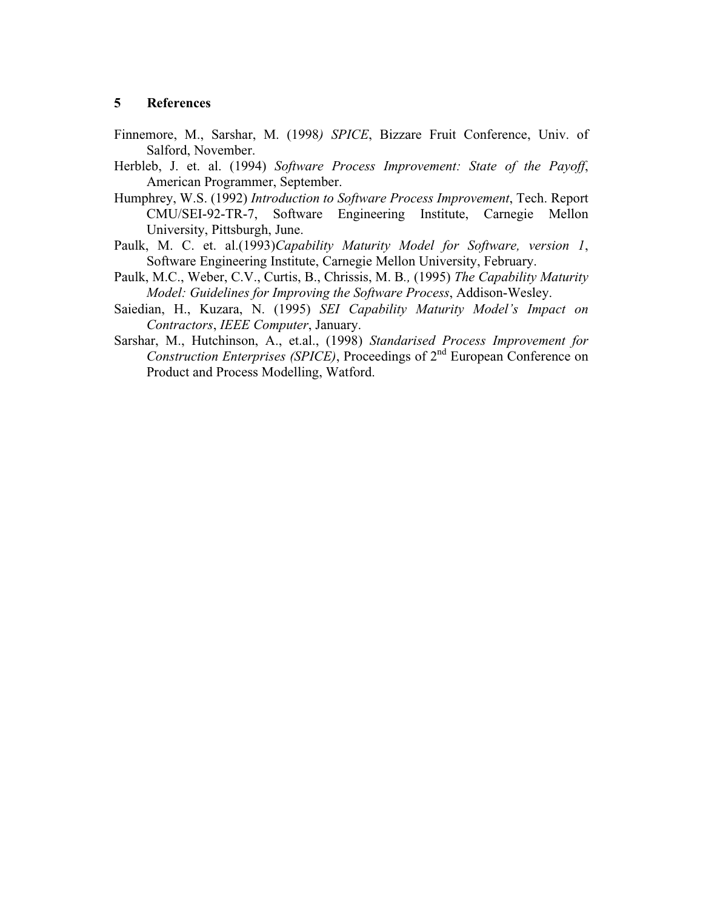## 5 References

Finnemore, M., Sarshar, M. (1998*) SPICE*, Bizzare Fruit Conference, Univ. of Salford, November.

Herbleb, J. et. al. (1994) *Software Process Improvement: State of the Payoff*, American Programmer, September.

Humphrey, W.S. (1992) *Introduction to Software Process Improvement*, Tech. Report CMU/SEI-92-TR-7, Software Engineering Institute, Carnegie Mellon University, Pittsburgh, June.

Paulk, M. C. et. al.(1993)*Capability Maturity Model for Software, version 1*, Software Engineering Institute, Carnegie Mellon University, February.

Paulk, M.C., Weber, C.V., Curtis, B., Chrissis, M. B*.,* (1995) *The Capability Maturity Model: Guidelines for Improving the Software Process*, Addison-Wesley.

Saiedian, H., Kuzara, N. (1995) *SEI Capability Maturity Model's Impact on Contractors*, *IEEE Computer*, January.

Sarshar, M., Hutchinson, A., et.al., (1998) *Standarised Process Improvement for Construction Enterprises (SPICE)*, Proceedings of 2nd European Conference on Product and Process Modelling, Watford.